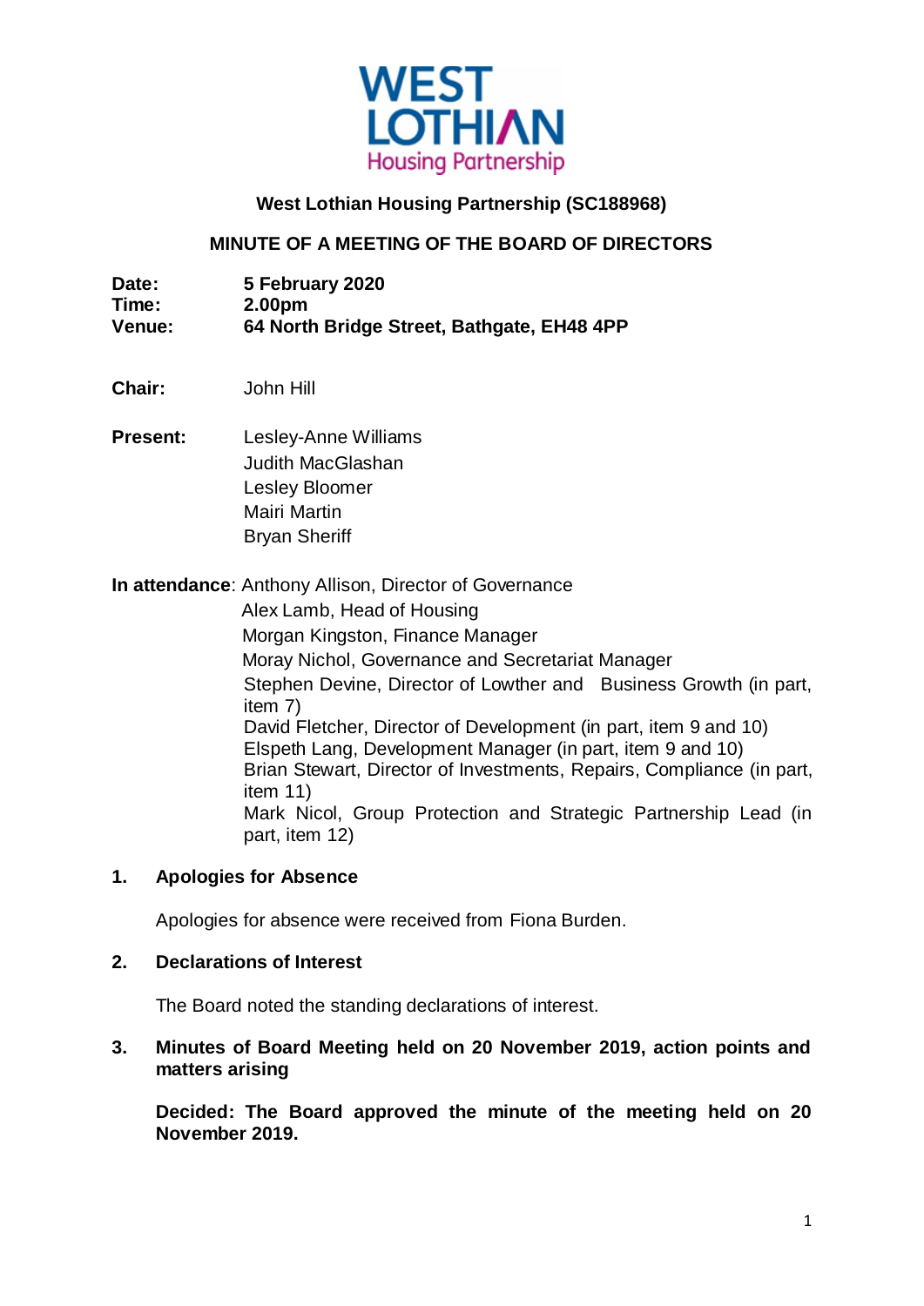**West Lothian Housing Partnership (SC188968)**

**MINUTE OF A MEETING OF THE BOARD OF DIRECTORS**

**Date:** **5 February 2020**
**Time:** **2.00pm**
**Venue:** **64 North Bridge Street, Bathgate, EH48 4PP**

**Chair:** John Hill

**Present:**
Lesley-Anne Williams
Judith MacGlashan
Lesley Bloomer
Mairi Martin
Bryan Sheriff

**In attendance**: Anthony Allison, Director of Governance
Alex Lamb, Head of Housing
Morgan Kingston, Finance Manager
Moray Nichol, Governance and Secretariat Manager
Stephen Devine, Director of Lowther and Business Growth (in part, item 7)
David Fletcher, Director of Development (in part, item 9 and 10)
Elspeth Lang, Development Manager (in part, item 9 and 10)
Brian Stewart, Director of Investments, Repairs, Compliance (in part, item 11)
Mark Nicol, Group Protection and Strategic Partnership Lead (in part, item 12)

## 1. Apologies for Absence

Apologies for absence were received from Fiona Burden.

## 2. Declarations of Interest

The Board noted the standing declarations of interest.

## 3. Minutes of Board Meeting held on 20 November 2019, action points and matters arising

**Decided: The Board approved the minute of the meeting held on 20 November 2019.**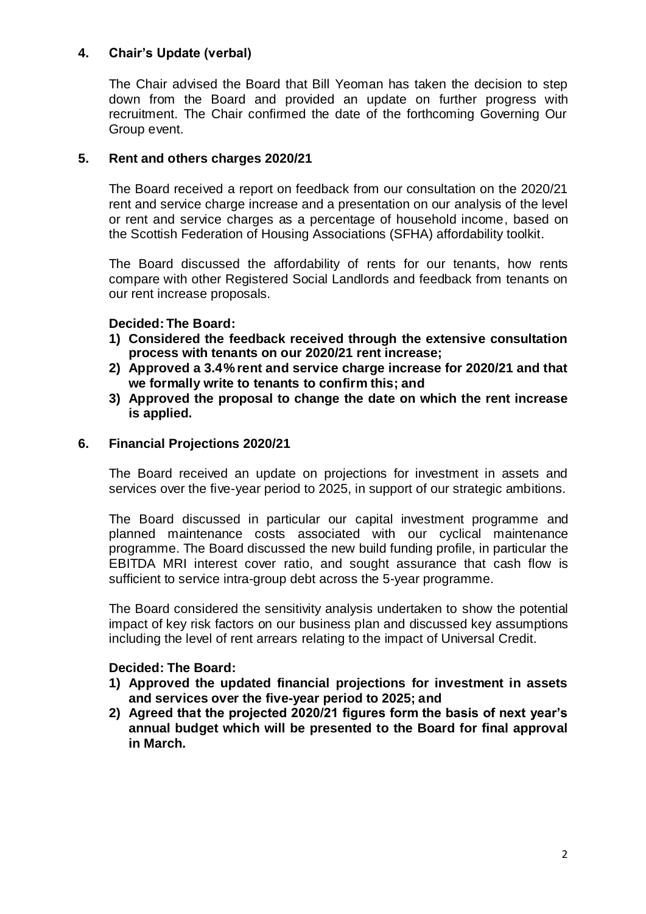## 4. Chair's Update (verbal)

The Chair advised the Board that Bill Yeoman has taken the decision to step down from the Board and provided an update on further progress with recruitment. The Chair confirmed the date of the forthcoming Governing Our Group event.

## 5. Rent and others charges 2020/21

The Board received a report on feedback from our consultation on the 2020/21 rent and service charge increase and a presentation on our analysis of the level or rent and service charges as a percentage of household income, based on the Scottish Federation of Housing Associations (SFHA) affordability toolkit.

The Board discussed the affordability of rents for our tenants, how rents compare with other Registered Social Landlords and feedback from tenants on our rent increase proposals.

**Decided: The Board:**

1) **Considered the feedback received through the extensive consultation process with tenants on our 2020/21 rent increase;**
2) **Approved a 3.4% rent and service charge increase for 2020/21 and that we formally write to tenants to confirm this; and**
3) **Approved the proposal to change the date on which the rent increase is applied.**

## 6. Financial Projections 2020/21

The Board received an update on projections for investment in assets and services over the five-year period to 2025, in support of our strategic ambitions.

The Board discussed in particular our capital investment programme and planned maintenance costs associated with our cyclical maintenance programme. The Board discussed the new build funding profile, in particular the EBITDA MRI interest cover ratio, and sought assurance that cash flow is sufficient to service intra-group debt across the 5-year programme.

The Board considered the sensitivity analysis undertaken to show the potential impact of key risk factors on our business plan and discussed key assumptions including the level of rent arrears relating to the impact of Universal Credit.

**Decided: The Board:**

1) **Approved the updated financial projections for investment in assets and services over the five-year period to 2025; and**
2) **Agreed that the projected 2020/21 figures form the basis of next year's annual budget which will be presented to the Board for final approval in March.**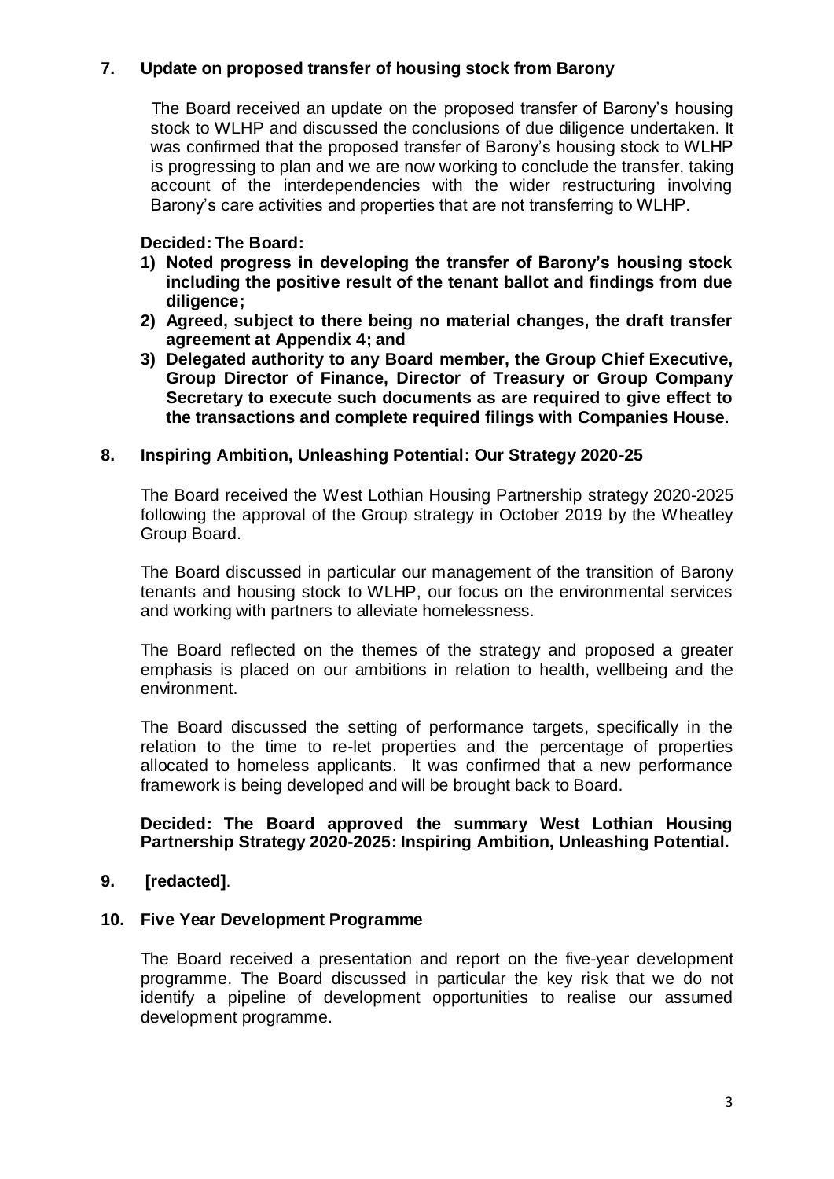## 7. Update on proposed transfer of housing stock from Barony

The Board received an update on the proposed transfer of Barony's housing stock to WLHP and discussed the conclusions of due diligence undertaken. It was confirmed that the proposed transfer of Barony's housing stock to WLHP is progressing to plan and we are now working to conclude the transfer, taking account of the interdependencies with the wider restructuring involving Barony's care activities and properties that are not transferring to WLHP.

**Decided: The Board:**

1) **Noted progress in developing the transfer of Barony's housing stock including the positive result of the tenant ballot and findings from due diligence;**
2) **Agreed, subject to there being no material changes, the draft transfer agreement at Appendix 4; and**
3) **Delegated authority to any Board member, the Group Chief Executive, Group Director of Finance, Director of Treasury or Group Company Secretary to execute such documents as are required to give effect to the transactions and complete required filings with Companies House.**

## 8. Inspiring Ambition, Unleashing Potential: Our Strategy 2020-25

The Board received the West Lothian Housing Partnership strategy 2020-2025 following the approval of the Group strategy in October 2019 by the Wheatley Group Board.

The Board discussed in particular our management of the transition of Barony tenants and housing stock to WLHP, our focus on the environmental services and working with partners to alleviate homelessness.

The Board reflected on the themes of the strategy and proposed a greater emphasis is placed on our ambitions in relation to health, wellbeing and the environment.

The Board discussed the setting of performance targets, specifically in the relation to the time to re-let properties and the percentage of properties allocated to homeless applicants. It was confirmed that a new performance framework is being developed and will be brought back to Board.

**Decided: The Board approved the summary West Lothian Housing Partnership Strategy 2020-2025: Inspiring Ambition, Unleashing Potential.**

## 9. [redacted].

## 10. Five Year Development Programme

The Board received a presentation and report on the five-year development programme. The Board discussed in particular the key risk that we do not identify a pipeline of development opportunities to realise our assumed development programme.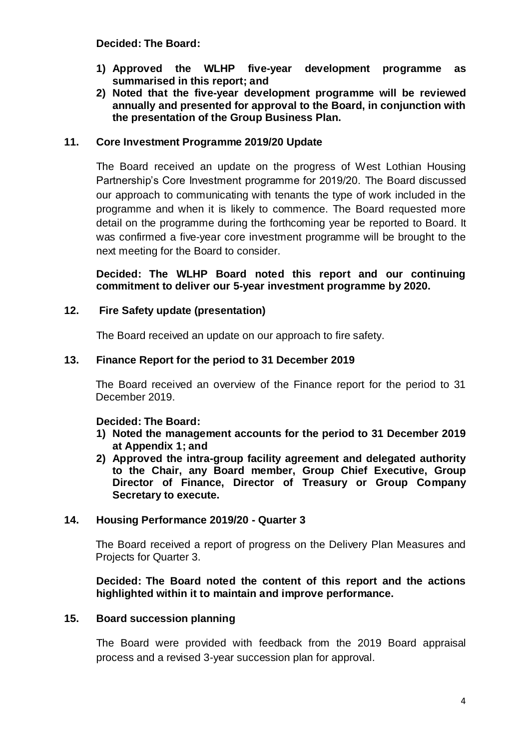**Decided: The Board:**

1) **Approved the WLHP five-year development programme as summarised in this report; and**
2) **Noted that the five-year development programme will be reviewed annually and presented for approval to the Board, in conjunction with the presentation of the Group Business Plan.**

## 11. Core Investment Programme 2019/20 Update

The Board received an update on the progress of West Lothian Housing Partnership's Core Investment programme for 2019/20. The Board discussed our approach to communicating with tenants the type of work included in the programme and when it is likely to commence. The Board requested more detail on the programme during the forthcoming year be reported to Board. It was confirmed a five-year core investment programme will be brought to the next meeting for the Board to consider.

**Decided: The WLHP Board noted this report and our continuing commitment to deliver our 5-year investment programme by 2020.**

## 12. Fire Safety update (presentation)

The Board received an update on our approach to fire safety.

## 13. Finance Report for the period to 31 December 2019

The Board received an overview of the Finance report for the period to 31 December 2019.

**Decided: The Board:**

1) **Noted the management accounts for the period to 31 December 2019 at Appendix 1; and**
2) **Approved the intra-group facility agreement and delegated authority to the Chair, any Board member, Group Chief Executive, Group Director of Finance, Director of Treasury or Group Company Secretary to execute.**

## 14. Housing Performance 2019/20 - Quarter 3

The Board received a report of progress on the Delivery Plan Measures and Projects for Quarter 3.

**Decided: The Board noted the content of this report and the actions highlighted within it to maintain and improve performance.**

## 15. Board succession planning

The Board were provided with feedback from the 2019 Board appraisal process and a revised 3-year succession plan for approval.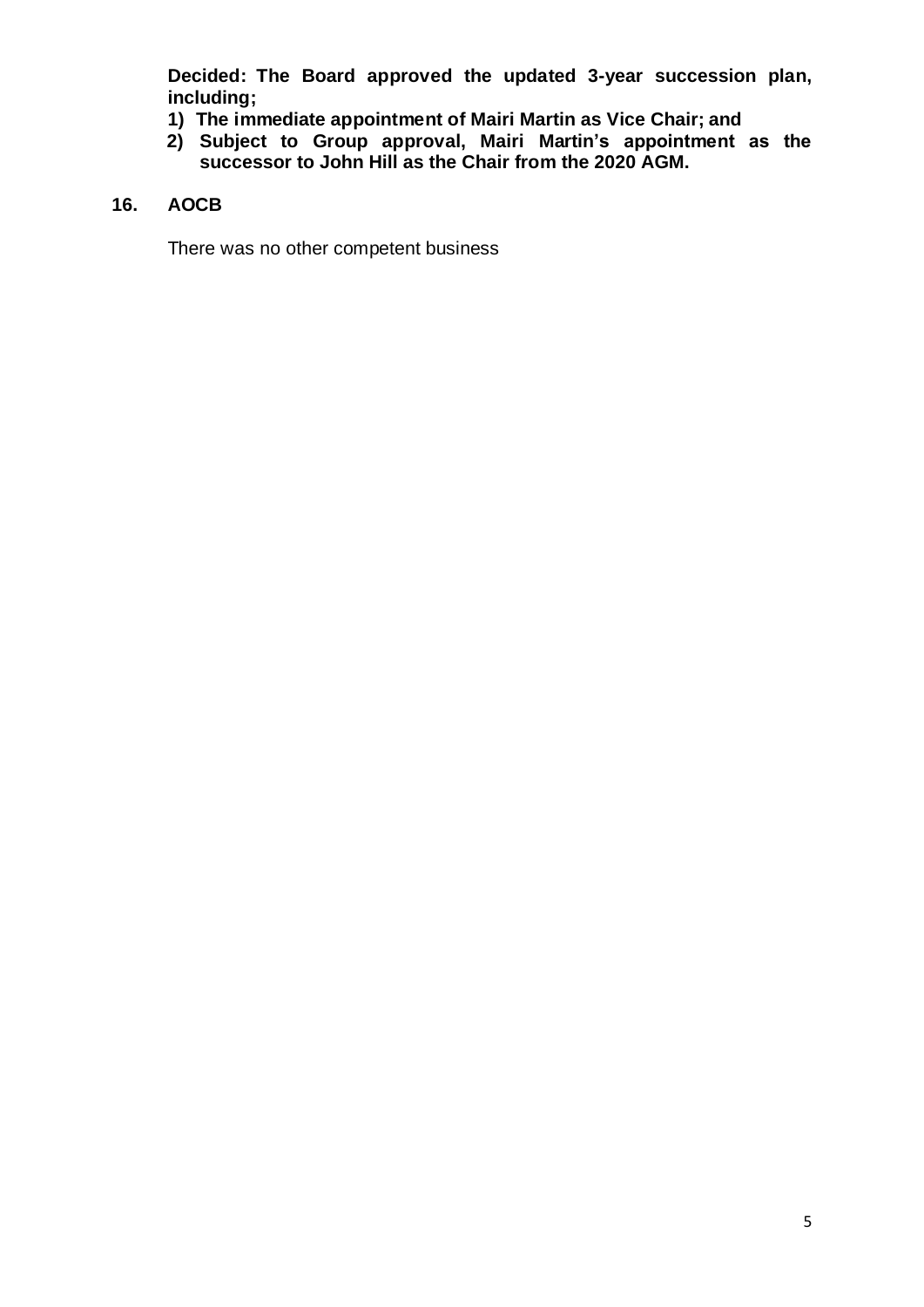**Decided: The Board approved the updated 3-year succession plan, including;**

1) **The immediate appointment of Mairi Martin as Vice Chair; and**
2) **Subject to Group approval, Mairi Martin's appointment as the successor to John Hill as the Chair from the 2020 AGM.**

## 16. AOCB

There was no other competent business